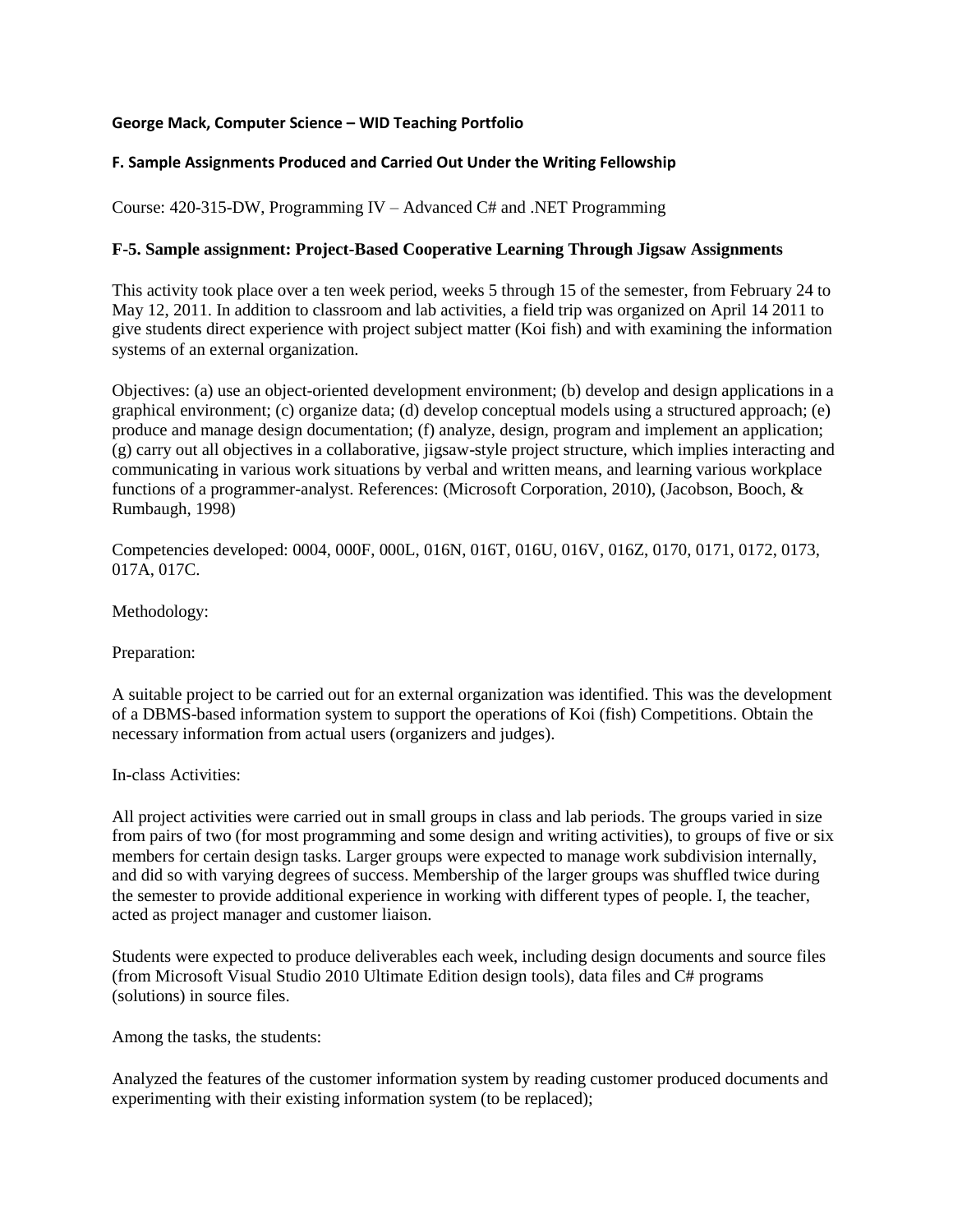**George Mack, Computer Science – WID Teaching Portfolio**

**F. Sample Assignments Produced and Carried Out Under the Writing Fellowship**

Course: 420-315-DW, Programming IV – Advanced C# and .NET Programming

**F-5. Sample assignment: Project-Based Cooperative Learning Through Jigsaw Assignments**

This activity took place over a ten week period, weeks 5 through 15 of the semester, from February 24 to May 12, 2011. In addition to classroom and lab activities, a field trip was organized on April 14 2011 to give students direct experience with project subject matter (Koi fish) and with examining the information systems of an external organization.

Objectives: (a) use an object-oriented development environment; (b) develop and design applications in a graphical environment; (c) organize data; (d) develop conceptual models using a structured approach; (e) produce and manage design documentation; (f) analyze, design, program and implement an application; (g) carry out all objectives in a collaborative, jigsaw-style project structure, which implies interacting and communicating in various work situations by verbal and written means, and learning various workplace functions of a programmer-analyst. References: (Microsoft Corporation, 2010), (Jacobson, Booch, & Rumbaugh, 1998)

Competencies developed: 0004, 000F, 000L, 016N, 016T, 016U, 016V, 016Z, 0170, 0171, 0172, 0173, 017A, 017C.

Methodology:

Preparation:

A suitable project to be carried out for an external organization was identified. This was the development of a DBMS-based information system to support the operations of Koi (fish) Competitions. Obtain the necessary information from actual users (organizers and judges).

In-class Activities:

All project activities were carried out in small groups in class and lab periods. The groups varied in size from pairs of two (for most programming and some design and writing activities), to groups of five or six members for certain design tasks. Larger groups were expected to manage work subdivision internally, and did so with varying degrees of success. Membership of the larger groups was shuffled twice during the semester to provide additional experience in working with different types of people. I, the teacher, acted as project manager and customer liaison.

Students were expected to produce deliverables each week, including design documents and source files (from Microsoft Visual Studio 2010 Ultimate Edition design tools), data files and C# programs (solutions) in source files.

Among the tasks, the students:

Analyzed the features of the customer information system by reading customer produced documents and experimenting with their existing information system (to be replaced);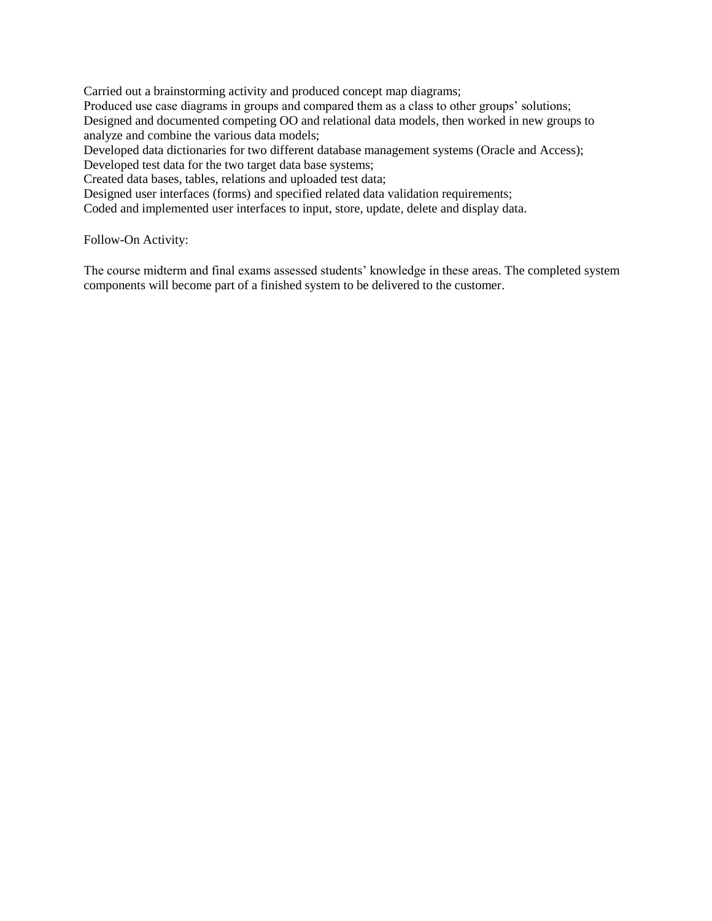Carried out a brainstorming activity and produced concept map diagrams;
Produced use case diagrams in groups and compared them as a class to other groups' solutions;
Designed and documented competing OO and relational data models, then worked in new groups to analyze and combine the various data models;
Developed data dictionaries for two different database management systems (Oracle and Access);
Developed test data for the two target data base systems;
Created data bases, tables, relations and uploaded test data;
Designed user interfaces (forms) and specified related data validation requirements;
Coded and implemented user interfaces to input, store, update, delete and display data.

Follow-On Activity:

The course midterm and final exams assessed students' knowledge in these areas. The completed system components will become part of a finished system to be delivered to the customer.